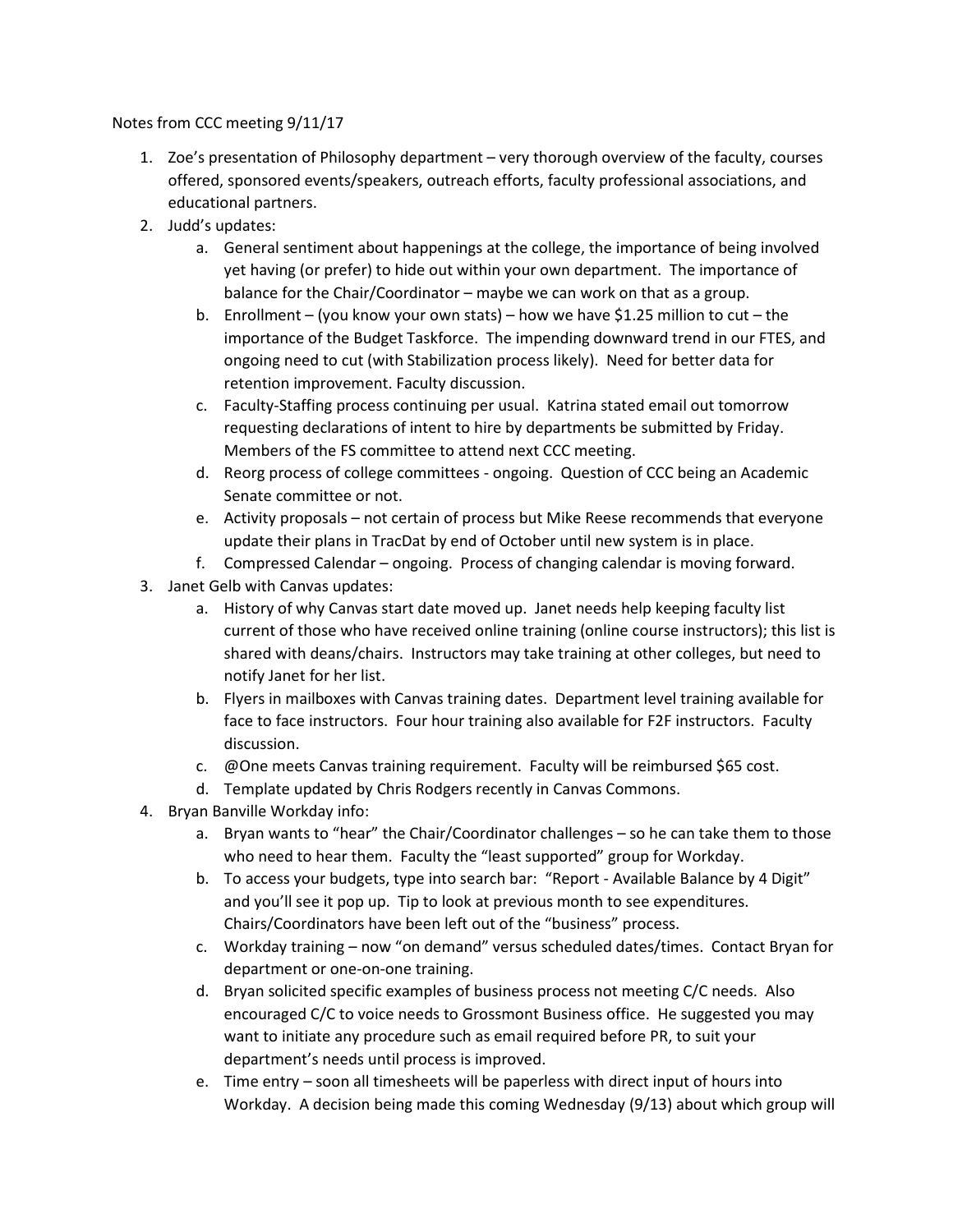Notes from CCC meeting 9/11/17

1. Zoe's presentation of Philosophy department – very thorough overview of the faculty, courses offered, sponsored events/speakers, outreach efforts, faculty professional associations, and educational partners.
2. Judd's updates:
   a. General sentiment about happenings at the college, the importance of being involved yet having (or prefer) to hide out within your own department. The importance of balance for the Chair/Coordinator – maybe we can work on that as a group.
   b. Enrollment – (you know your own stats) – how we have $1.25 million to cut – the importance of the Budget Taskforce. The impending downward trend in our FTES, and ongoing need to cut (with Stabilization process likely). Need for better data for retention improvement. Faculty discussion.
   c. Faculty-Staffing process continuing per usual. Katrina stated email out tomorrow requesting declarations of intent to hire by departments be submitted by Friday. Members of the FS committee to attend next CCC meeting.
   d. Reorg process of college committees - ongoing. Question of CCC being an Academic Senate committee or not.
   e. Activity proposals – not certain of process but Mike Reese recommends that everyone update their plans in TracDat by end of October until new system is in place.
   f. Compressed Calendar – ongoing. Process of changing calendar is moving forward.
3. Janet Gelb with Canvas updates:
   a. History of why Canvas start date moved up. Janet needs help keeping faculty list current of those who have received online training (online course instructors); this list is shared with deans/chairs. Instructors may take training at other colleges, but need to notify Janet for her list.
   b. Flyers in mailboxes with Canvas training dates. Department level training available for face to face instructors. Four hour training also available for F2F instructors. Faculty discussion.
   c. @One meets Canvas training requirement. Faculty will be reimbursed $65 cost.
   d. Template updated by Chris Rodgers recently in Canvas Commons.
4. Bryan Banville Workday info:
   a. Bryan wants to "hear" the Chair/Coordinator challenges – so he can take them to those who need to hear them. Faculty the "least supported" group for Workday.
   b. To access your budgets, type into search bar: "Report - Available Balance by 4 Digit" and you'll see it pop up. Tip to look at previous month to see expenditures. Chairs/Coordinators have been left out of the "business" process.
   c. Workday training – now "on demand" versus scheduled dates/times. Contact Bryan for department or one-on-one training.
   d. Bryan solicited specific examples of business process not meeting C/C needs. Also encouraged C/C to voice needs to Grossmont Business office. He suggested you may want to initiate any procedure such as email required before PR, to suit your department's needs until process is improved.
   e. Time entry – soon all timesheets will be paperless with direct input of hours into Workday. A decision being made this coming Wednesday (9/13) about which group will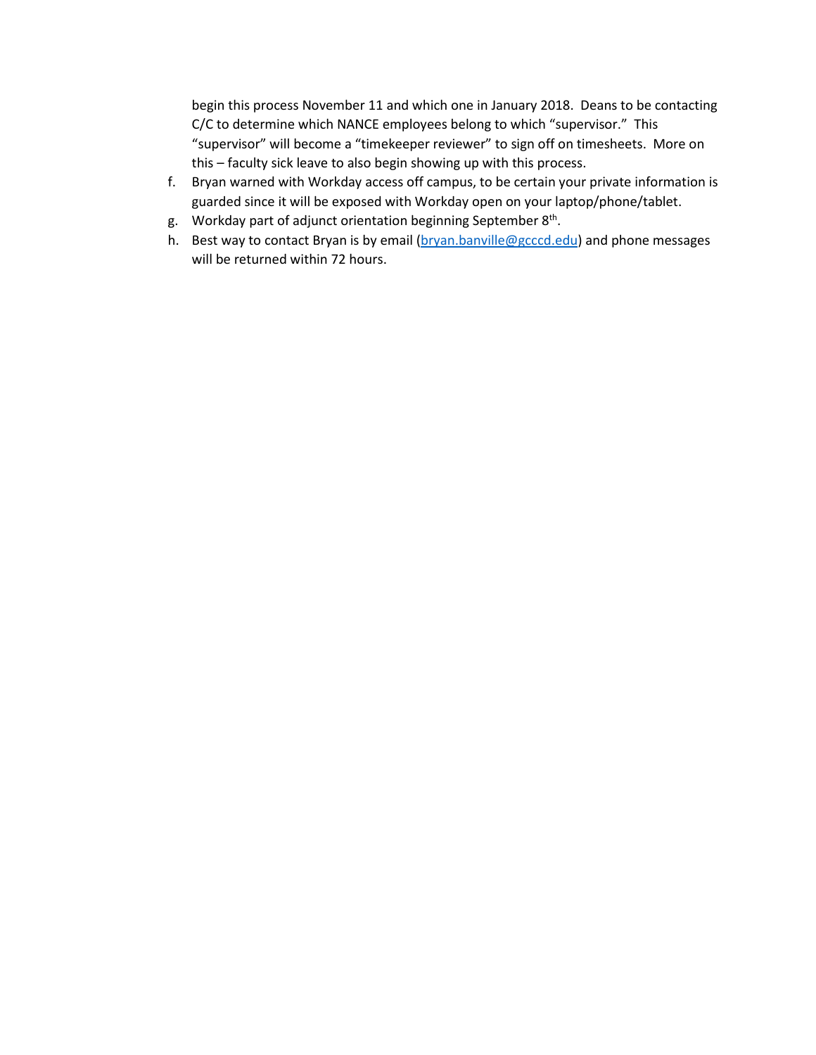begin this process November 11 and which one in January 2018. Deans to be contacting C/C to determine which NANCE employees belong to which "supervisor." This "supervisor" will become a "timekeeper reviewer" to sign off on timesheets. More on this – faculty sick leave to also begin showing up with this process.

f. Bryan warned with Workday access off campus, to be certain your private information is guarded since it will be exposed with Workday open on your laptop/phone/tablet.
g. Workday part of adjunct orientation beginning September 8th.
h. Best way to contact Bryan is by email (bryan.banville@gcccd.edu) and phone messages will be returned within 72 hours.